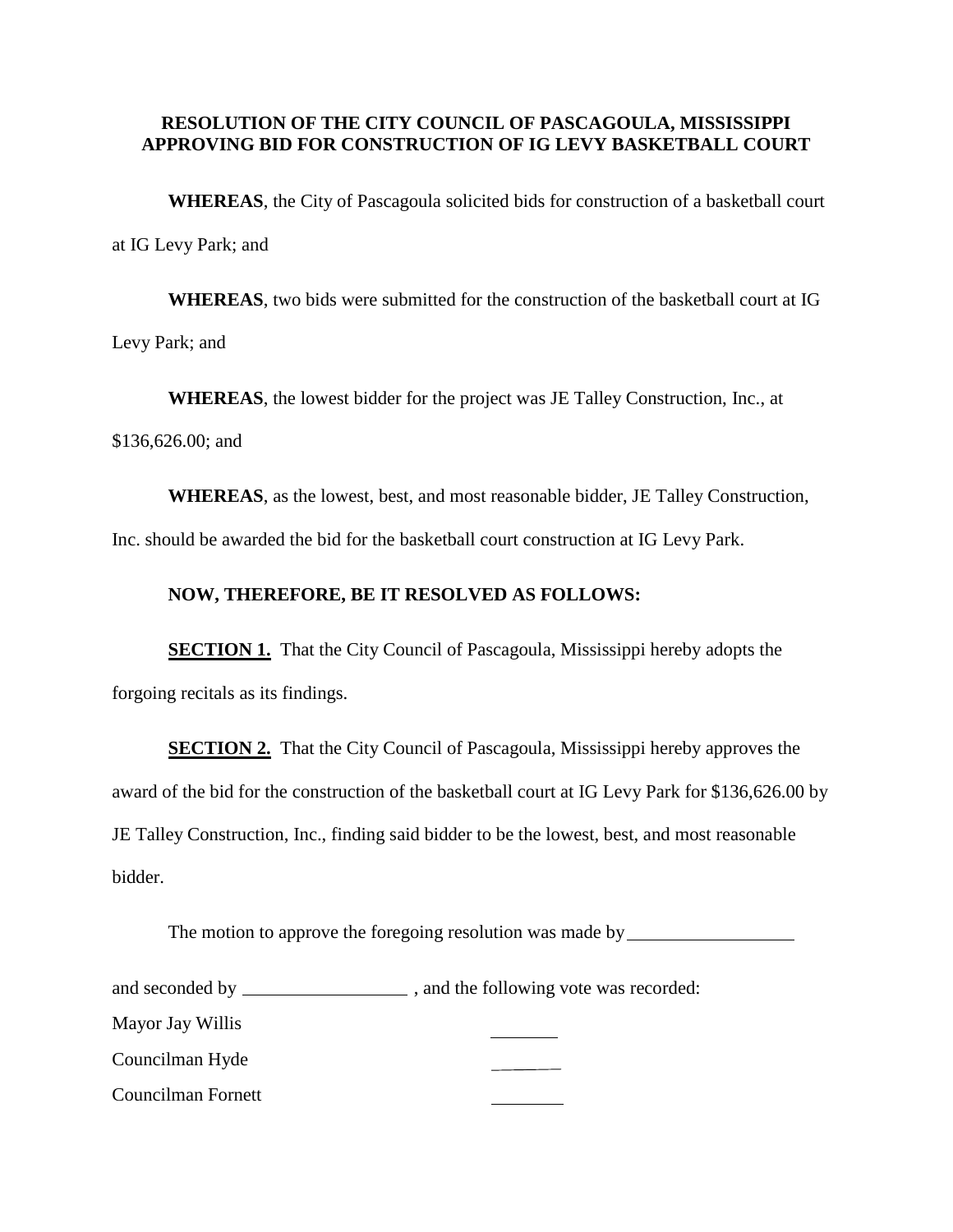**RESOLUTION OF THE CITY COUNCIL OF PASCAGOULA, MISSISSIPPI APPROVING BID FOR CONSTRUCTION OF IG LEVY BASKETBALL COURT**

**WHEREAS**, the City of Pascagoula solicited bids for construction of a basketball court at IG Levy Park; and

**WHEREAS**, two bids were submitted for the construction of the basketball court at IG Levy Park; and

**WHEREAS**, the lowest bidder for the project was JE Talley Construction, Inc., at $136,626.00; and

**WHEREAS**, as the lowest, best, and most reasonable bidder, JE Talley Construction, Inc. should be awarded the bid for the basketball court construction at IG Levy Park.

**NOW, THEREFORE, BE IT RESOLVED AS FOLLOWS:**

**SECTION 1.** That the City Council of Pascagoula, Mississippi hereby adopts the forgoing recitals as its findings.

**SECTION 2.** That the City Council of Pascagoula, Mississippi hereby approves the award of the bid for the construction of the basketball court at IG Levy Park for $136,626.00 by JE Talley Construction, Inc., finding said bidder to be the lowest, best, and most reasonable bidder.

The motion to approve the foregoing resolution was made by ________________

and seconded by ________________ , and the following vote was recorded:

Mayor Jay Willis ________

Councilman Hyde ________

Councilman Fornett ________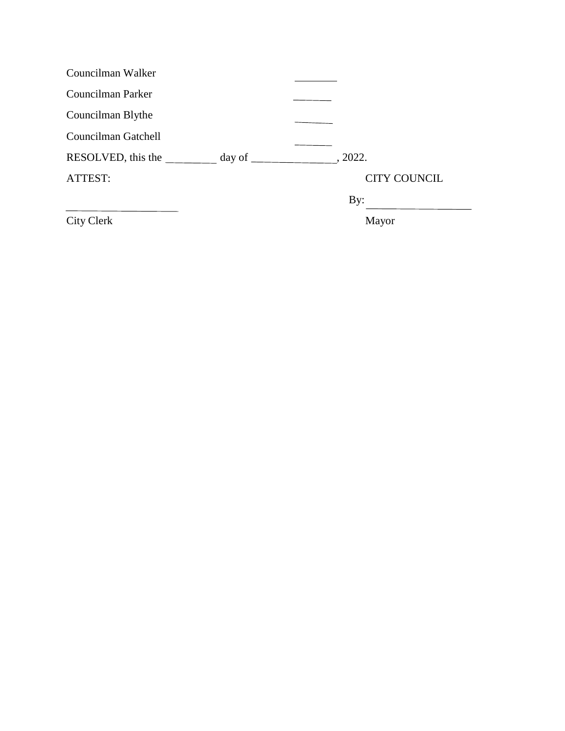Councilman Walker ________

Councilman Parker ________

Councilman Blythe ________

Councilman Gatchell ________

RESOLVED, this the _________ day of _______________, 2022.

ATTEST: CITY COUNCIL

By: ____________________

____________________

City Clerk Mayor